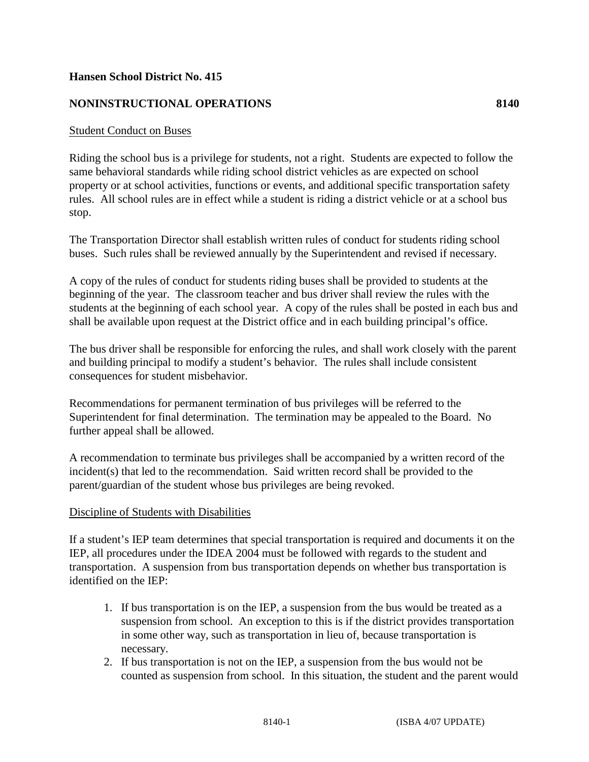**Hansen School District No. 415**

**NONINSTRUCTIONAL OPERATIONS 8140**

Student Conduct on Buses

Riding the school bus is a privilege for students, not a right. Students are expected to follow the same behavioral standards while riding school district vehicles as are expected on school property or at school activities, functions or events, and additional specific transportation safety rules. All school rules are in effect while a student is riding a district vehicle or at a school bus stop.

The Transportation Director shall establish written rules of conduct for students riding school buses. Such rules shall be reviewed annually by the Superintendent and revised if necessary.

A copy of the rules of conduct for students riding buses shall be provided to students at the beginning of the year. The classroom teacher and bus driver shall review the rules with the students at the beginning of each school year. A copy of the rules shall be posted in each bus and shall be available upon request at the District office and in each building principal's office.

The bus driver shall be responsible for enforcing the rules, and shall work closely with the parent and building principal to modify a student's behavior. The rules shall include consistent consequences for student misbehavior.

Recommendations for permanent termination of bus privileges will be referred to the Superintendent for final determination. The termination may be appealed to the Board. No further appeal shall be allowed.

A recommendation to terminate bus privileges shall be accompanied by a written record of the incident(s) that led to the recommendation. Said written record shall be provided to the parent/guardian of the student whose bus privileges are being revoked.

Discipline of Students with Disabilities

If a student's IEP team determines that special transportation is required and documents it on the IEP, all procedures under the IDEA 2004 must be followed with regards to the student and transportation. A suspension from bus transportation depends on whether bus transportation is identified on the IEP:

1. If bus transportation is on the IEP, a suspension from the bus would be treated as a suspension from school. An exception to this is if the district provides transportation in some other way, such as transportation in lieu of, because transportation is necessary.
2. If bus transportation is not on the IEP, a suspension from the bus would not be counted as suspension from school. In this situation, the student and the parent would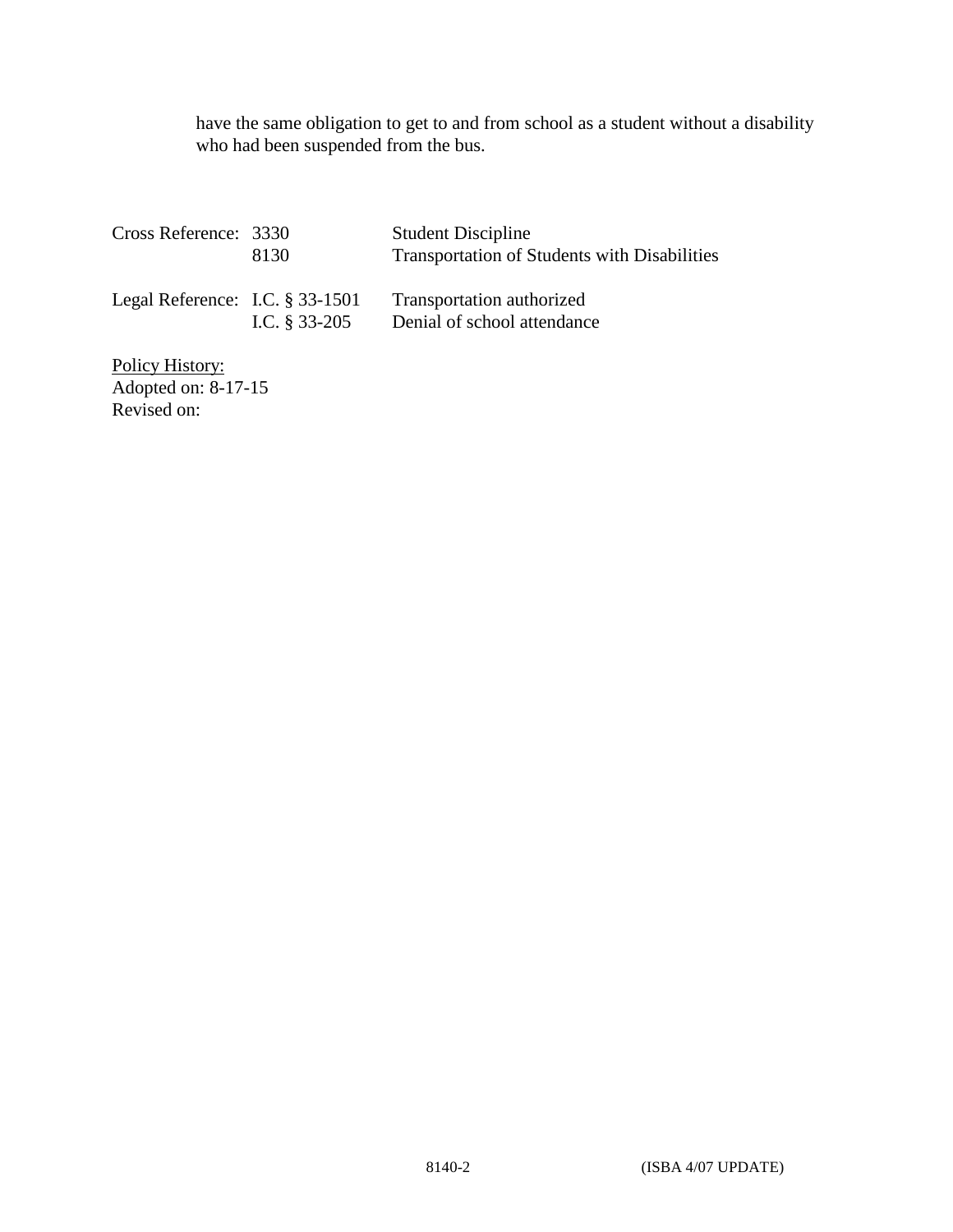have the same obligation to get to and from school as a student without a disability who had been suspended from the bus.

| | | |
|---|---|---|
| Cross Reference: | 3330 | Student Discipline |
| | 8130 | Transportation of Students with Disabilities |
| Legal Reference: | I.C. § 33-1501 | Transportation authorized |
| | I.C. § 33-205 | Denial of school attendance |

Policy History:
Adopted on: 8-17-15
Revised on: